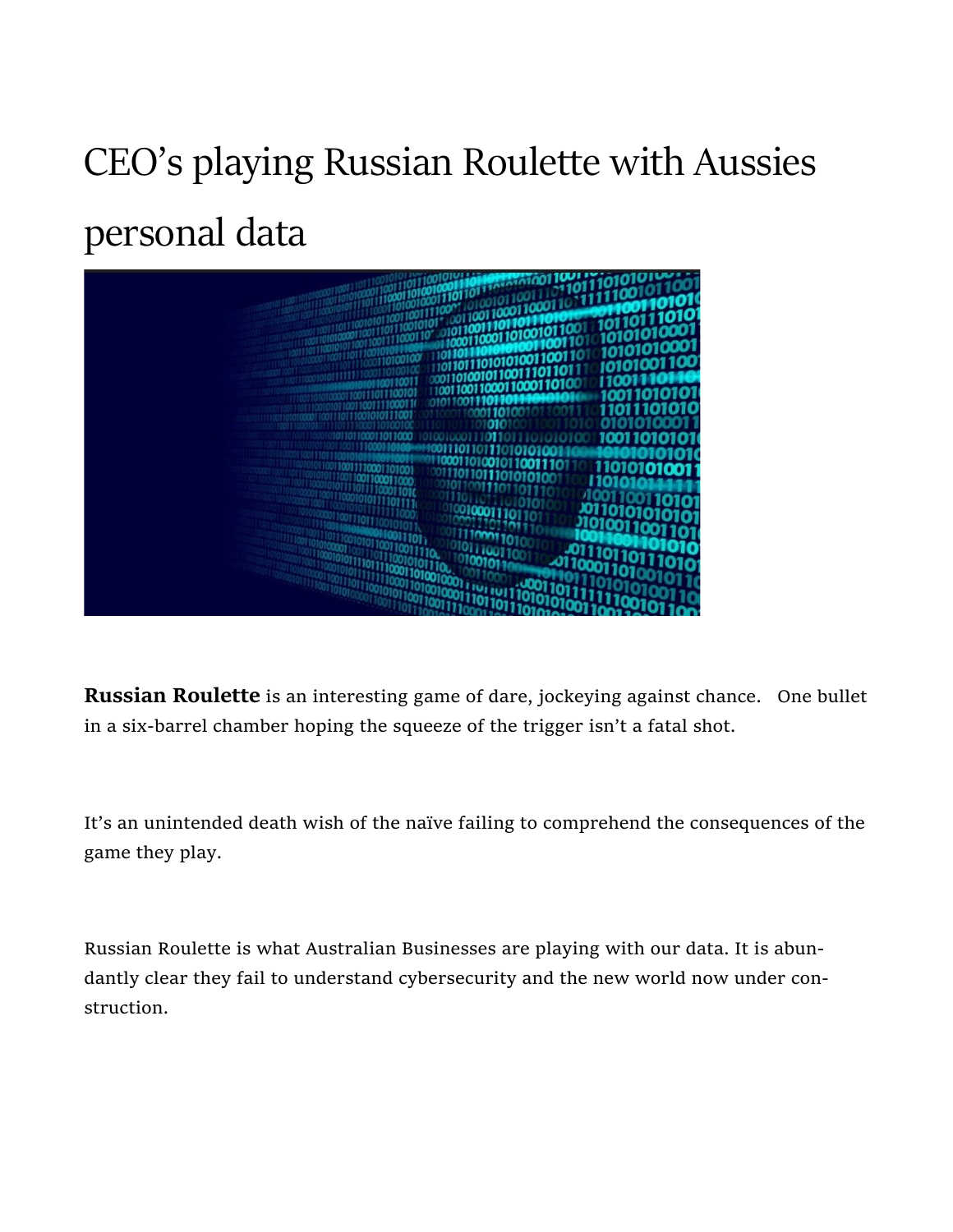# CEO's playing Russian Roulette with Aussies personal data

**Russian Roulette** is an interesting game of dare, jockeying against chance. One bullet in a six-barrel chamber hoping the squeeze of the trigger isn't a fatal shot.

It's an unintended death wish of the naïve failing to comprehend the consequences of the game they play.

Russian Roulette is what Australian Businesses are playing with our data. It is abundantly clear they fail to understand cybersecurity and the new world now under construction.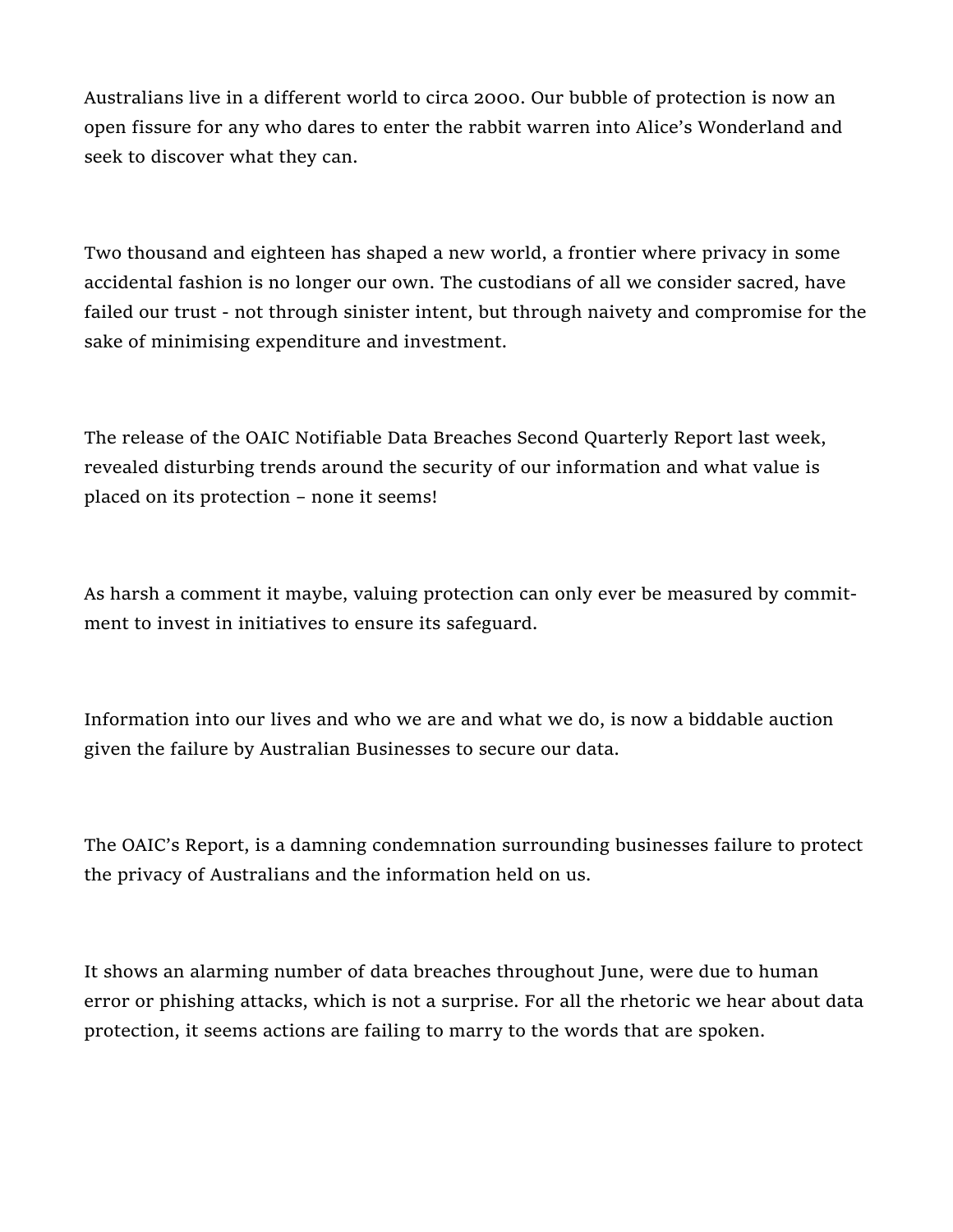Australians live in a different world to circa 2000. Our bubble of protection is now an open fissure for any who dares to enter the rabbit warren into Alice's Wonderland and seek to discover what they can.

Two thousand and eighteen has shaped a new world, a frontier where privacy in some accidental fashion is no longer our own. The custodians of all we consider sacred, have failed our trust - not through sinister intent, but through naivety and compromise for the sake of minimising expenditure and investment.

The release of the OAIC Notifiable Data Breaches Second Quarterly Report last week, revealed disturbing trends around the security of our information and what value is placed on its protection – none it seems!

As harsh a comment it maybe, valuing protection can only ever be measured by commitment to invest in initiatives to ensure its safeguard.

Information into our lives and who we are and what we do, is now a biddable auction given the failure by Australian Businesses to secure our data.

The OAIC's Report, is a damning condemnation surrounding businesses failure to protect the privacy of Australians and the information held on us.

It shows an alarming number of data breaches throughout June, were due to human error or phishing attacks, which is not a surprise. For all the rhetoric we hear about data protection, it seems actions are failing to marry to the words that are spoken.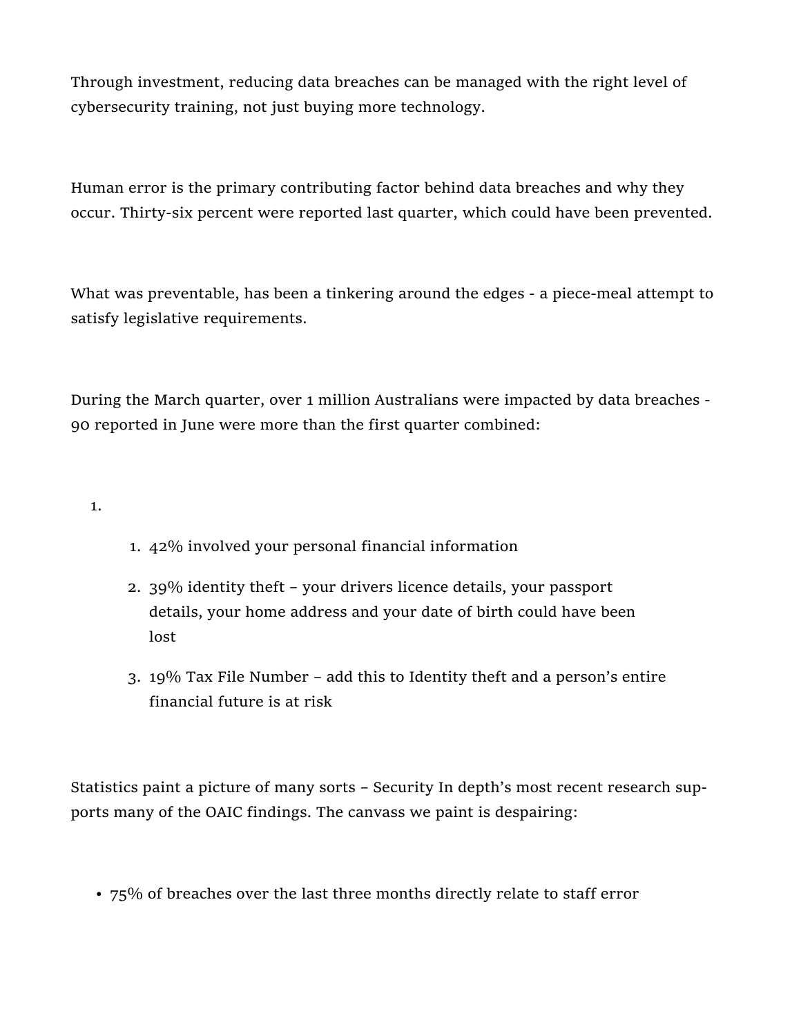Through investment, reducing data breaches can be managed with the right level of cybersecurity training, not just buying more technology.

Human error is the primary contributing factor behind data breaches and why they occur. Thirty-six percent were reported last quarter, which could have been prevented.

What was preventable, has been a tinkering around the edges - a piece-meal attempt to satisfy legislative requirements.

During the March quarter, over 1 million Australians were impacted by data breaches - 90 reported in June were more than the first quarter combined:

1.
    1. 42% involved your personal financial information
    2. 39% identity theft – your drivers licence details, your passport details, your home address and your date of birth could have been lost
    3. 19% Tax File Number – add this to Identity theft and a person's entire financial future is at risk

Statistics paint a picture of many sorts – Security In depth's most recent research supports many of the OAIC findings. The canvass we paint is despairing:

- 75% of breaches over the last three months directly relate to staff error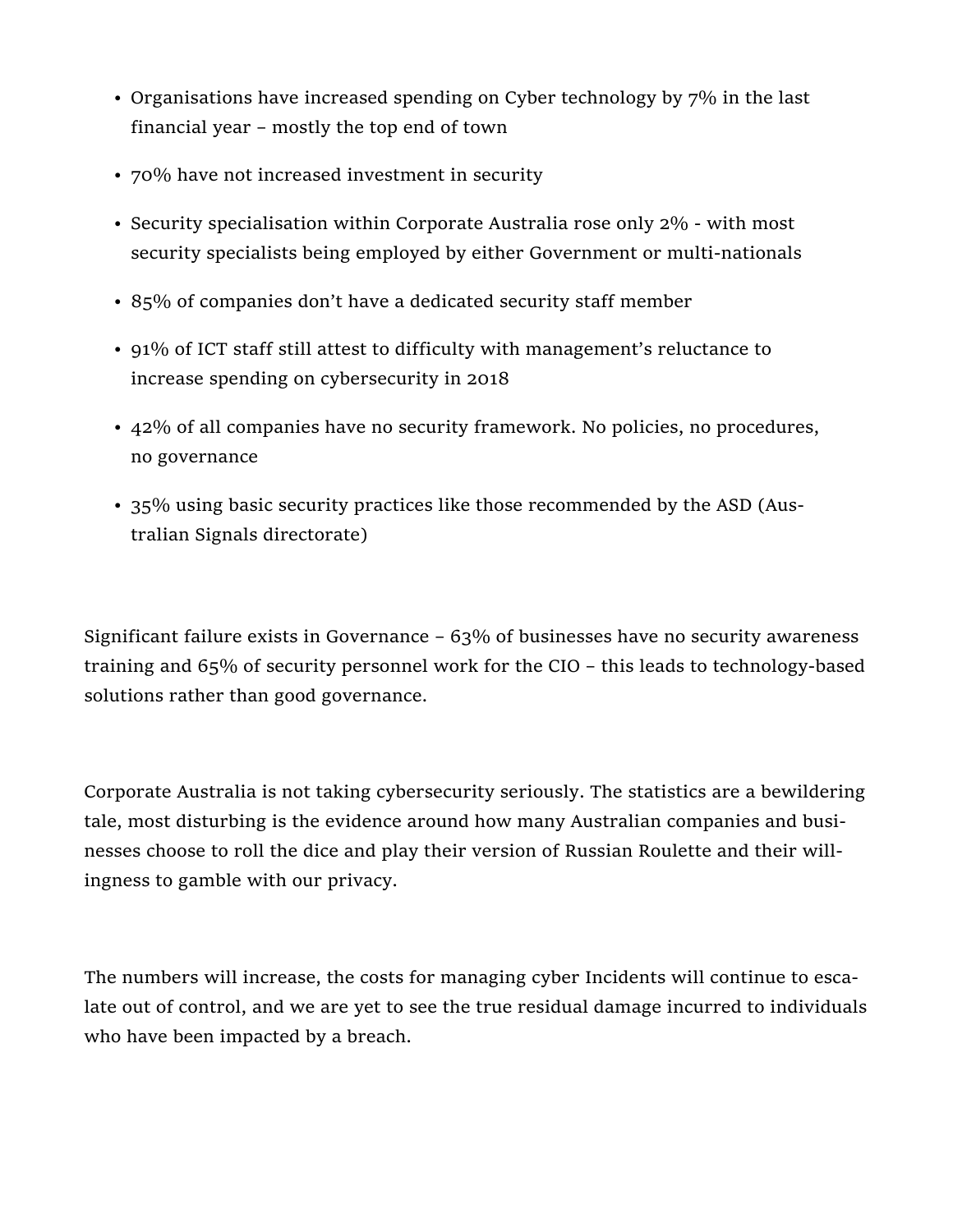- Organisations have increased spending on Cyber technology by 7% in the last financial year – mostly the top end of town
- 70% have not increased investment in security
- Security specialisation within Corporate Australia rose only 2% - with most security specialists being employed by either Government or multi-nationals
- 85% of companies don't have a dedicated security staff member
- 91% of ICT staff still attest to difficulty with management's reluctance to increase spending on cybersecurity in 2018
- 42% of all companies have no security framework. No policies, no procedures, no governance
- 35% using basic security practices like those recommended by the ASD (Australian Signals directorate)

Significant failure exists in Governance – 63% of businesses have no security awareness training and 65% of security personnel work for the CIO – this leads to technology-based solutions rather than good governance.

Corporate Australia is not taking cybersecurity seriously. The statistics are a bewildering tale, most disturbing is the evidence around how many Australian companies and businesses choose to roll the dice and play their version of Russian Roulette and their willingness to gamble with our privacy.

The numbers will increase, the costs for managing cyber Incidents will continue to escalate out of control, and we are yet to see the true residual damage incurred to individuals who have been impacted by a breach.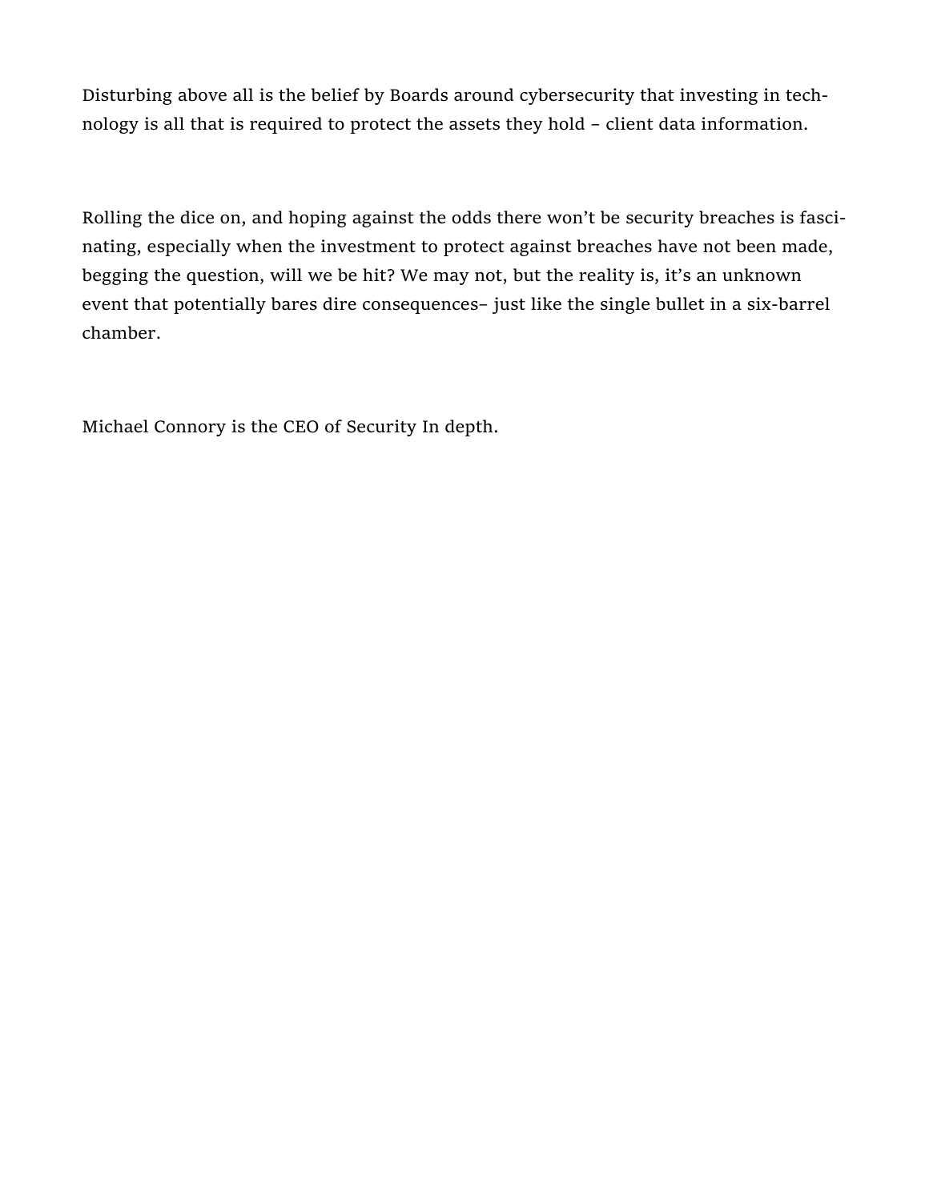Disturbing above all is the belief by Boards around cybersecurity that investing in technology is all that is required to protect the assets they hold – client data information.

Rolling the dice on, and hoping against the odds there won't be security breaches is fascinating, especially when the investment to protect against breaches have not been made, begging the question, will we be hit? We may not, but the reality is, it's an unknown event that potentially bares dire consequences– just like the single bullet in a six-barrel chamber.

Michael Connory is the CEO of Security In depth.